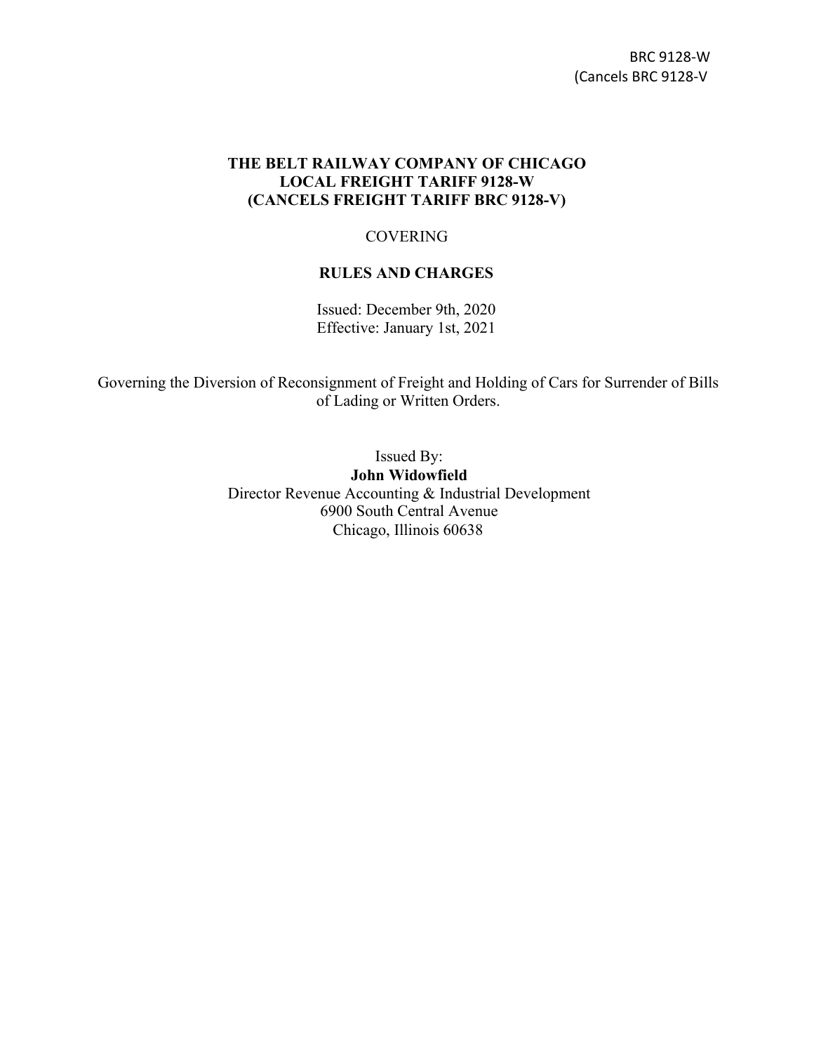BRC 9128-W
(Cancels BRC 9128-V

**THE BELT RAILWAY COMPANY OF CHICAGO**
**LOCAL FREIGHT TARIFF 9128-W**
**(CANCELS FREIGHT TARIFF BRC 9128-V)**

COVERING

**RULES AND CHARGES**

Issued: December 9th, 2020
Effective: January 1st, 2021

Governing the Diversion of Reconsignment of Freight and Holding of Cars for Surrender of Bills of Lading or Written Orders.

Issued By:
**John Widowfield**
Director Revenue Accounting & Industrial Development
6900 South Central Avenue
Chicago, Illinois 60638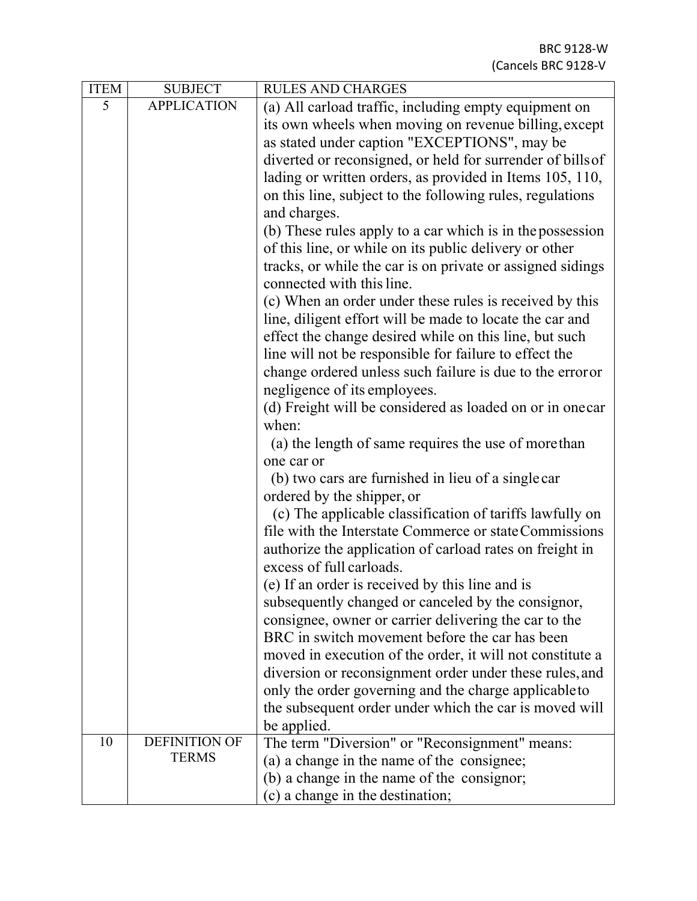BRC 9128-W
(Cancels BRC 9128-V

| ITEM | SUBJECT | RULES AND CHARGES |
|---|---|---|
| 5 | APPLICATION | (a) All carload traffic, including empty equipment on its own wheels when moving on revenue billing, except as stated under caption "EXCEPTIONS", may be diverted or reconsigned, or held for surrender of bills of lading or written orders, as provided in Items 105, 110, on this line, subject to the following rules, regulations and charges.<br>(b) These rules apply to a car which is in the possession of this line, or while on its public delivery or other tracks, or while the car is on private or assigned sidings connected with this line.<br>(c) When an order under these rules is received by this line, diligent effort will be made to locate the car and effect the change desired while on this line, but such line will not be responsible for failure to effect the change ordered unless such failure is due to the error or negligence of its employees.<br>(d) Freight will be considered as loaded on or in one car when:<br>(a) the length of same requires the use of more than one car or<br>(b) two cars are furnished in lieu of a single car ordered by the shipper, or<br>(c) The applicable classification of tariffs lawfully on file with the Interstate Commerce or state Commissions authorize the application of carload rates on freight in excess of full carloads.<br>(e) If an order is received by this line and is subsequently changed or canceled by the consignor, consignee, owner or carrier delivering the car to the BRC in switch movement before the car has been moved in execution of the order, it will not constitute a diversion or reconsignment order under these rules, and only the order governing and the charge applicable to the subsequent order under which the car is moved will be applied. |
| 10 | DEFINITION OF TERMS | The term "Diversion" or "Reconsignment" means:<br>(a) a change in the name of the consignee;<br>(b) a change in the name of the consignor;<br>(c) a change in the destination; |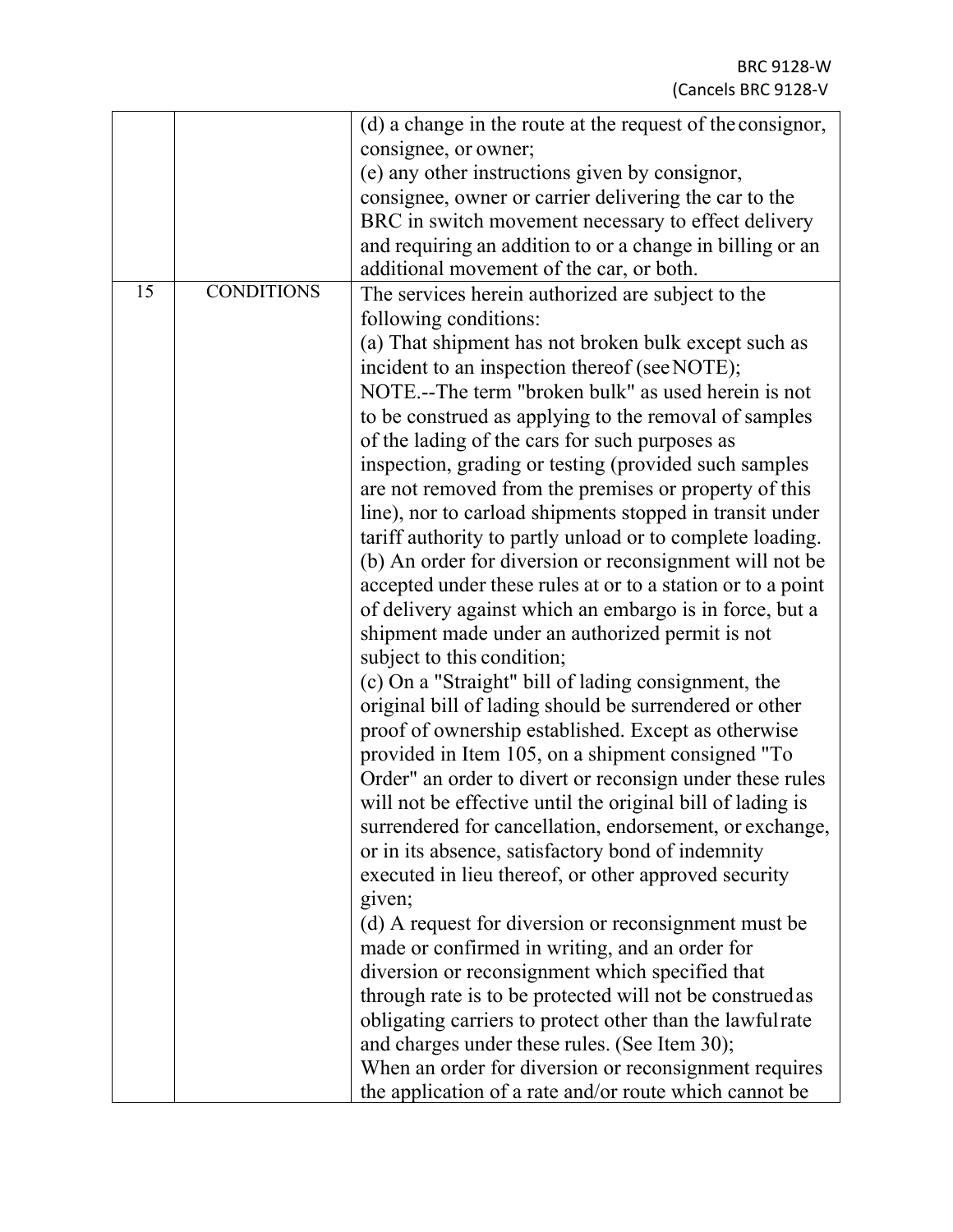| | | |
|---|---|---|
| | | (d) a change in the route at the request of the consignor, consignee, or owner;<br>(e) any other instructions given by consignor, consignee, owner or carrier delivering the car to the BRC in switch movement necessary to effect delivery and requiring an addition to or a change in billing or an additional movement of the car, or both. |
| 15 | CONDITIONS | The services herein authorized are subject to the following conditions:<br>(a) That shipment has not broken bulk except such as incident to an inspection thereof (see NOTE);<br>NOTE.--The term "broken bulk" as used herein is not to be construed as applying to the removal of samples of the lading of the cars for such purposes as inspection, grading or testing (provided such samples are not removed from the premises or property of this line), nor to carload shipments stopped in transit under tariff authority to partly unload or to complete loading.<br>(b) An order for diversion or reconsignment will not be accepted under these rules at or to a station or to a point of delivery against which an embargo is in force, but a shipment made under an authorized permit is not subject to this condition;<br>(c) On a "Straight" bill of lading consignment, the original bill of lading should be surrendered or other proof of ownership established. Except as otherwise provided in Item 105, on a shipment consigned "To Order" an order to divert or reconsign under these rules will not be effective until the original bill of lading is surrendered for cancellation, endorsement, or exchange, or in its absence, satisfactory bond of indemnity executed in lieu thereof, or other approved security given;<br>(d) A request for diversion or reconsignment must be made or confirmed in writing, and an order for diversion or reconsignment which specified that through rate is to be protected will not be construed as obligating carriers to protect other than the lawful rate and charges under these rules. (See Item 30);<br>When an order for diversion or reconsignment requires the application of a rate and/or route which cannot be |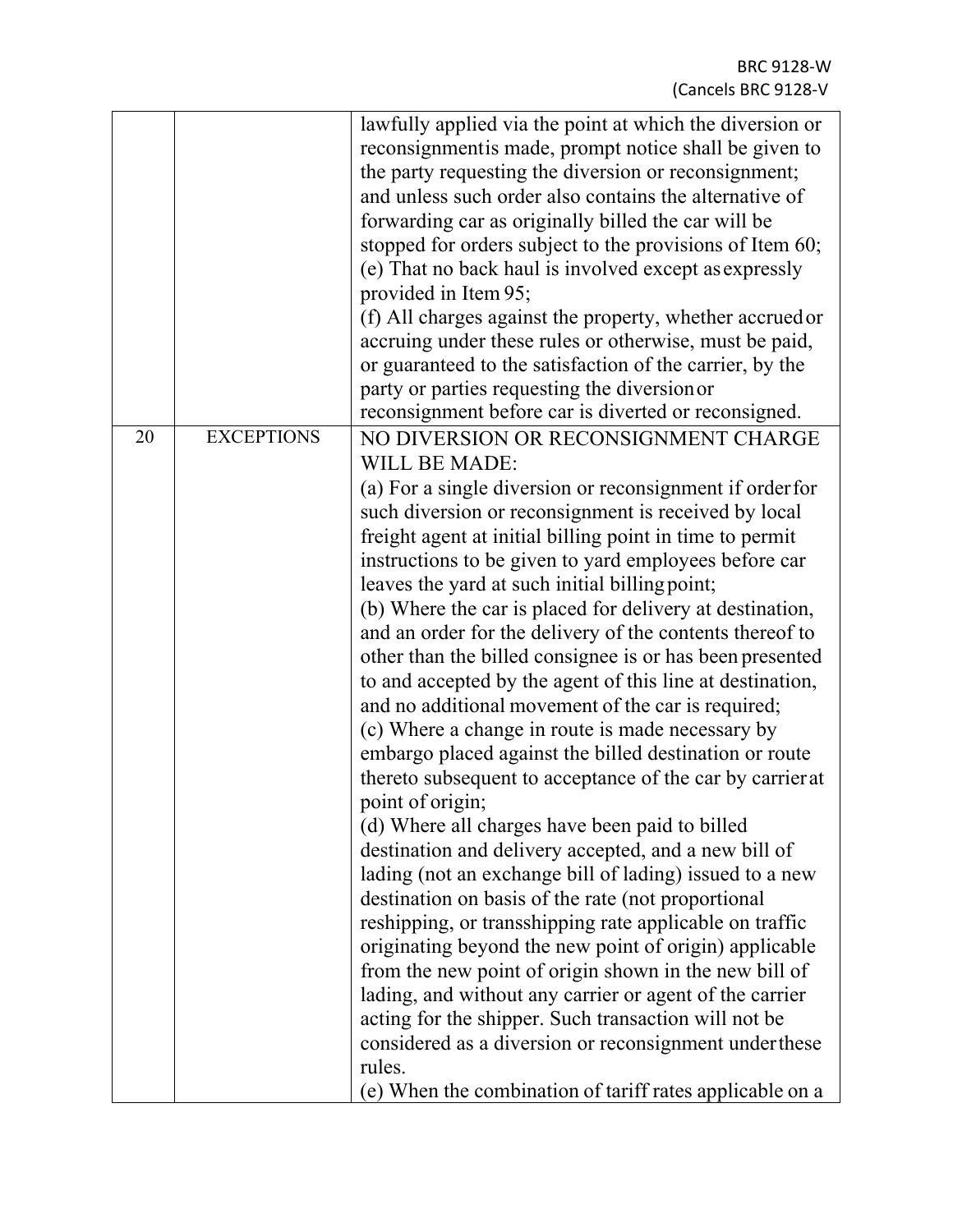| | | |
|---|---|---|
| | | lawfully applied via the point at which the diversion or reconsignmentis made, prompt notice shall be given to the party requesting the diversion or reconsignment; and unless such order also contains the alternative of forwarding car as originally billed the car will be stopped for orders subject to the provisions of Item 60;<br>(e) That no back haul is involved except as expressly provided in Item 95;<br>(f) All charges against the property, whether accrued or accruing under these rules or otherwise, must be paid, or guaranteed to the satisfaction of the carrier, by the party or parties requesting the diversion or reconsignment before car is diverted or reconsigned. |
| 20 | EXCEPTIONS | NO DIVERSION OR RECONSIGNMENT CHARGE WILL BE MADE:<br>(a) For a single diversion or reconsignment if order for such diversion or reconsignment is received by local freight agent at initial billing point in time to permit instructions to be given to yard employees before car leaves the yard at such initial billing point;<br>(b) Where the car is placed for delivery at destination, and an order for the delivery of the contents thereof to other than the billed consignee is or has been presented to and accepted by the agent of this line at destination, and no additional movement of the car is required;<br>(c) Where a change in route is made necessary by embargo placed against the billed destination or route thereto subsequent to acceptance of the car by carrier at point of origin;<br>(d) Where all charges have been paid to billed destination and delivery accepted, and a new bill of lading (not an exchange bill of lading) issued to a new destination on basis of the rate (not proportional reshipping, or transshipping rate applicable on traffic originating beyond the new point of origin) applicable from the new point of origin shown in the new bill of lading, and without any carrier or agent of the carrier acting for the shipper. Such transaction will not be considered as a diversion or reconsignment under these rules.<br>(e) When the combination of tariff rates applicable on a |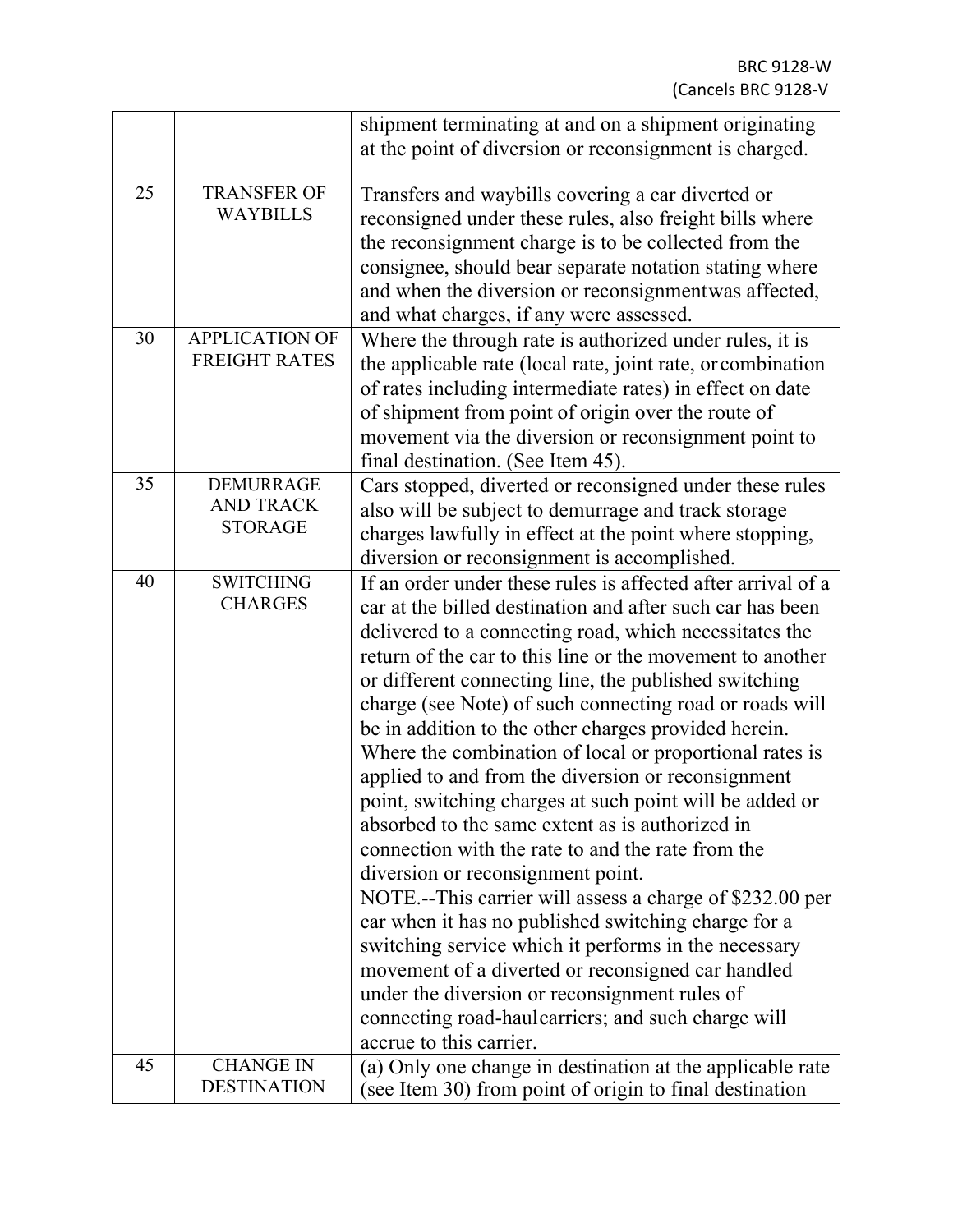| | | |
|---|---|---|
| | | shipment terminating at and on a shipment originating at the point of diversion or reconsignment is charged. |
| 25 | TRANSFER OF WAYBILLS | Transfers and waybills covering a car diverted or reconsigned under these rules, also freight bills where the reconsignment charge is to be collected from the consignee, should bear separate notation stating where and when the diversion or reconsignmentwas affected, and what charges, if any were assessed. |
| 30 | APPLICATION OF FREIGHT RATES | Where the through rate is authorized under rules, it is the applicable rate (local rate, joint rate, or combination of rates including intermediate rates) in effect on date of shipment from point of origin over the route of movement via the diversion or reconsignment point to final destination. (See Item 45). |
| 35 | DEMURRAGE AND TRACK STORAGE | Cars stopped, diverted or reconsigned under these rules also will be subject to demurrage and track storage charges lawfully in effect at the point where stopping, diversion or reconsignment is accomplished. |
| 40 | SWITCHING CHARGES | If an order under these rules is affected after arrival of a car at the billed destination and after such car has been delivered to a connecting road, which necessitates the return of the car to this line or the movement to another or different connecting line, the published switching charge (see Note) of such connecting road or roads will be in addition to the other charges provided herein. Where the combination of local or proportional rates is applied to and from the diversion or reconsignment point, switching charges at such point will be added or absorbed to the same extent as is authorized in connection with the rate to and the rate from the diversion or reconsignment point.<br>NOTE.--This carrier will assess a charge of $232.00 per car when it has no published switching charge for a switching service which it performs in the necessary movement of a diverted or reconsigned car handled under the diversion or reconsignment rules of connecting road-haulcarriers; and such charge will accrue to this carrier. |
| 45 | CHANGE IN DESTINATION | (a) Only one change in destination at the applicable rate (see Item 30) from point of origin to final destination |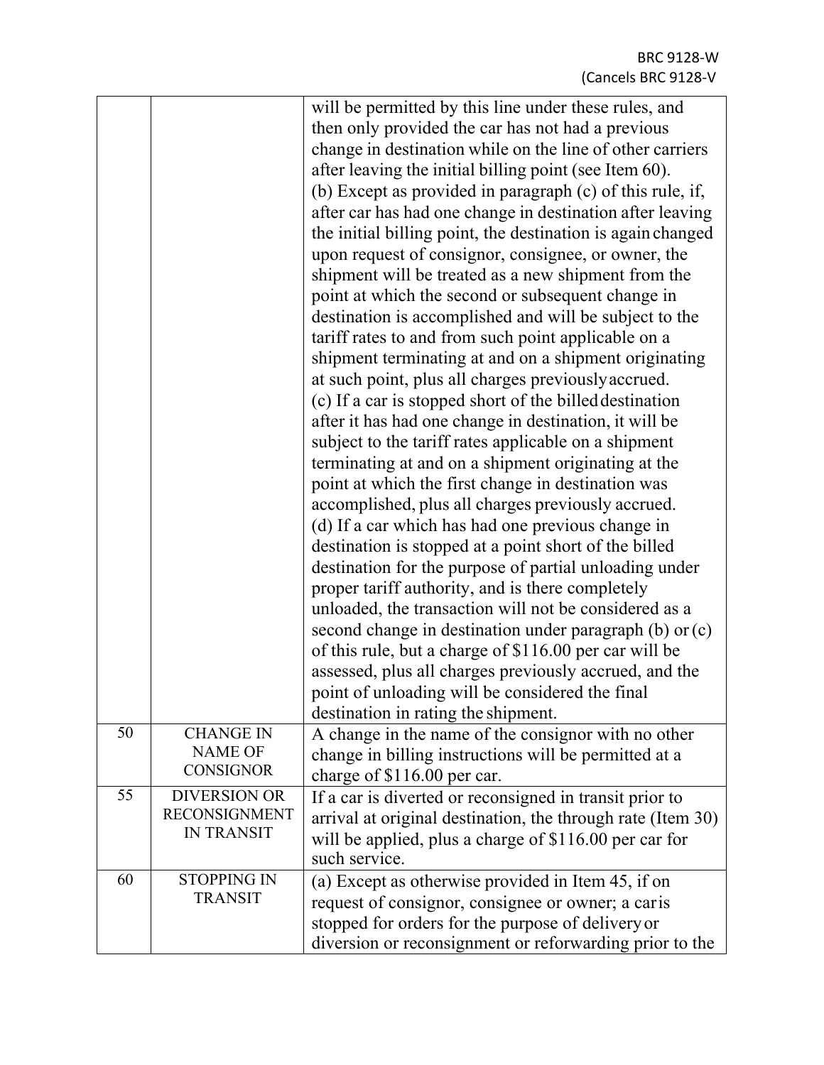| | | |
|---|---|---|
| | | will be permitted by this line under these rules, and then only provided the car has not had a previous change in destination while on the line of other carriers after leaving the initial billing point (see Item 60).<br>(b) Except as provided in paragraph (c) of this rule, if, after car has had one change in destination after leaving the initial billing point, the destination is again changed upon request of consignor, consignee, or owner, the shipment will be treated as a new shipment from the point at which the second or subsequent change in destination is accomplished and will be subject to the tariff rates to and from such point applicable on a shipment terminating at and on a shipment originating at such point, plus all charges previously accrued.<br>(c) If a car is stopped short of the billed destination after it has had one change in destination, it will be subject to the tariff rates applicable on a shipment terminating at and on a shipment originating at the point at which the first change in destination was accomplished, plus all charges previously accrued.<br>(d) If a car which has had one previous change in destination is stopped at a point short of the billed destination for the purpose of partial unloading under proper tariff authority, and is there completely unloaded, the transaction will not be considered as a second change in destination under paragraph (b) or (c) of this rule, but a charge of $116.00 per car will be assessed, plus all charges previously accrued, and the point of unloading will be considered the final destination in rating the shipment. |
| 50 | CHANGE IN NAME OF CONSIGNOR | A change in the name of the consignor with no other change in billing instructions will be permitted at a charge of $116.00 per car. |
| 55 | DIVERSION OR RECONSIGNMENT IN TRANSIT | If a car is diverted or reconsigned in transit prior to arrival at original destination, the through rate (Item 30) will be applied, plus a charge of $116.00 per car for such service. |
| 60 | STOPPING IN TRANSIT | (a) Except as otherwise provided in Item 45, if on request of consignor, consignee or owner; a car is stopped for orders for the purpose of delivery or diversion or reconsignment or reforwarding prior to the |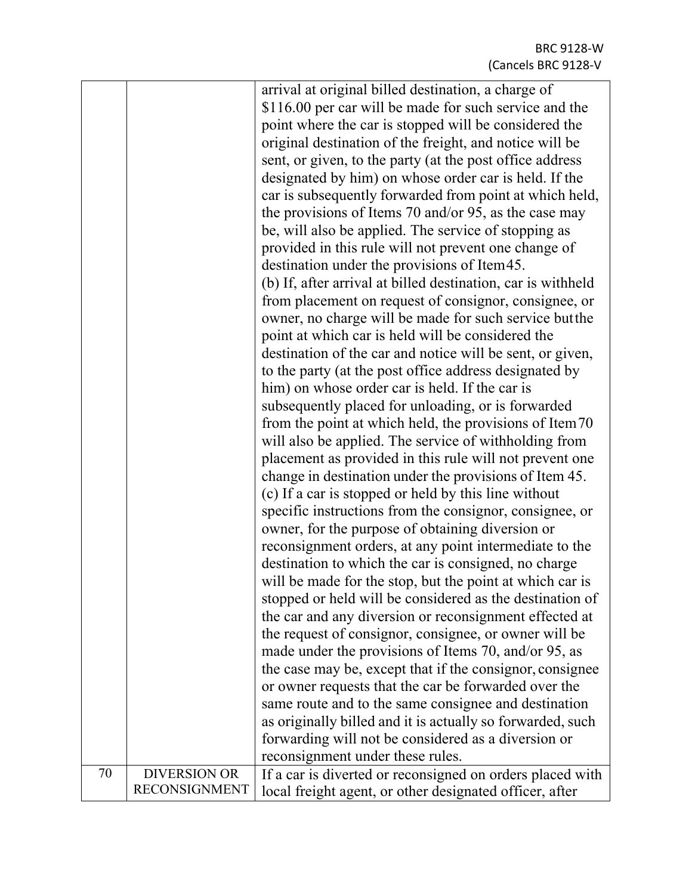| | | |
|---|---|---|
| | | arrival at original billed destination, a charge of $116.00 per car will be made for such service and the point where the car is stopped will be considered the original destination of the freight, and notice will be sent, or given, to the party (at the post office address designated by him) on whose order car is held. If the car is subsequently forwarded from point at which held, the provisions of Items 70 and/or 95, as the case may be, will also be applied. The service of stopping as provided in this rule will not prevent one change of destination under the provisions of Item 45.<br>(b) If, after arrival at billed destination, car is withheld from placement on request of consignor, consignee, or owner, no charge will be made for such service but the point at which car is held will be considered the destination of the car and notice will be sent, or given, to the party (at the post office address designated by him) on whose order car is held. If the car is subsequently placed for unloading, or is forwarded from the point at which held, the provisions of Item 70 will also be applied. The service of withholding from placement as provided in this rule will not prevent one change in destination under the provisions of Item 45.<br>(c) If a car is stopped or held by this line without specific instructions from the consignor, consignee, or owner, for the purpose of obtaining diversion or reconsignment orders, at any point intermediate to the destination to which the car is consigned, no charge will be made for the stop, but the point at which car is stopped or held will be considered as the destination of the car and any diversion or reconsignment effected at the request of consignor, consignee, or owner will be made under the provisions of Items 70, and/or 95, as the case may be, except that if the consignor, consignee or owner requests that the car be forwarded over the same route and to the same consignee and destination as originally billed and it is actually so forwarded, such forwarding will not be considered as a diversion or reconsignment under these rules. |
| 70 | DIVERSION OR RECONSIGNMENT | If a car is diverted or reconsigned on orders placed with local freight agent, or other designated officer, after |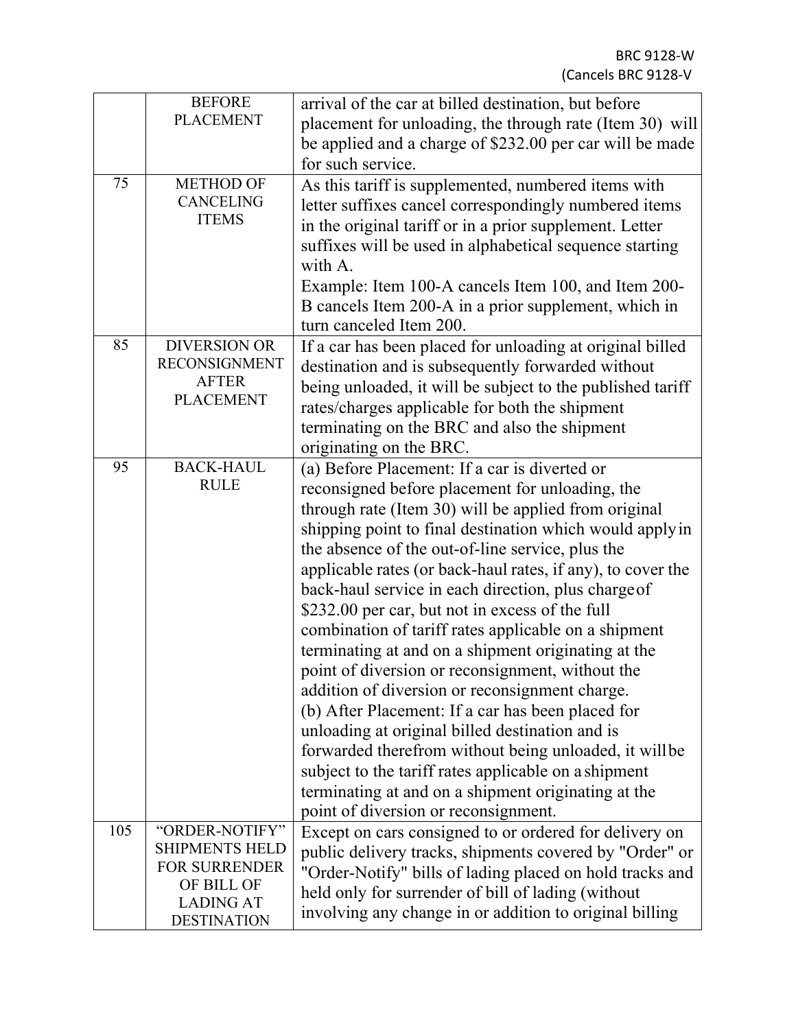| | | |
|---|---|---|
| | BEFORE PLACEMENT | arrival of the car at billed destination, but before placement for unloading, the through rate (Item 30) will be applied and a charge of $232.00 per car will be made for such service. |
| 75 | METHOD OF CANCELING ITEMS | As this tariff is supplemented, numbered items with letter suffixes cancel correspondingly numbered items in the original tariff or in a prior supplement. Letter suffixes will be used in alphabetical sequence starting with A.<br>Example: Item 100-A cancels Item 100, and Item 200-B cancels Item 200-A in a prior supplement, which in turn canceled Item 200. |
| 85 | DIVERSION OR RECONSIGNMENT AFTER PLACEMENT | If a car has been placed for unloading at original billed destination and is subsequently forwarded without being unloaded, it will be subject to the published tariff rates/charges applicable for both the shipment terminating on the BRC and also the shipment originating on the BRC. |
| 95 | BACK-HAUL RULE | (a) Before Placement: If a car is diverted or reconsigned before placement for unloading, the through rate (Item 30) will be applied from original shipping point to final destination which would apply in the absence of the out-of-line service, plus the applicable rates (or back-haul rates, if any), to cover the back-haul service in each direction, plus charge of $232.00 per car, but not in excess of the full combination of tariff rates applicable on a shipment terminating at and on a shipment originating at the point of diversion or reconsignment, without the addition of diversion or reconsignment charge.<br>(b) After Placement: If a car has been placed for unloading at original billed destination and is forwarded therefrom without being unloaded, it will be subject to the tariff rates applicable on a shipment terminating at and on a shipment originating at the point of diversion or reconsignment. |
| 105 | "ORDER-NOTIFY" SHIPMENTS HELD FOR SURRENDER OF BILL OF LADING AT DESTINATION | Except on cars consigned to or ordered for delivery on public delivery tracks, shipments covered by "Order" or "Order-Notify" bills of lading placed on hold tracks and held only for surrender of bill of lading (without involving any change in or addition to original billing |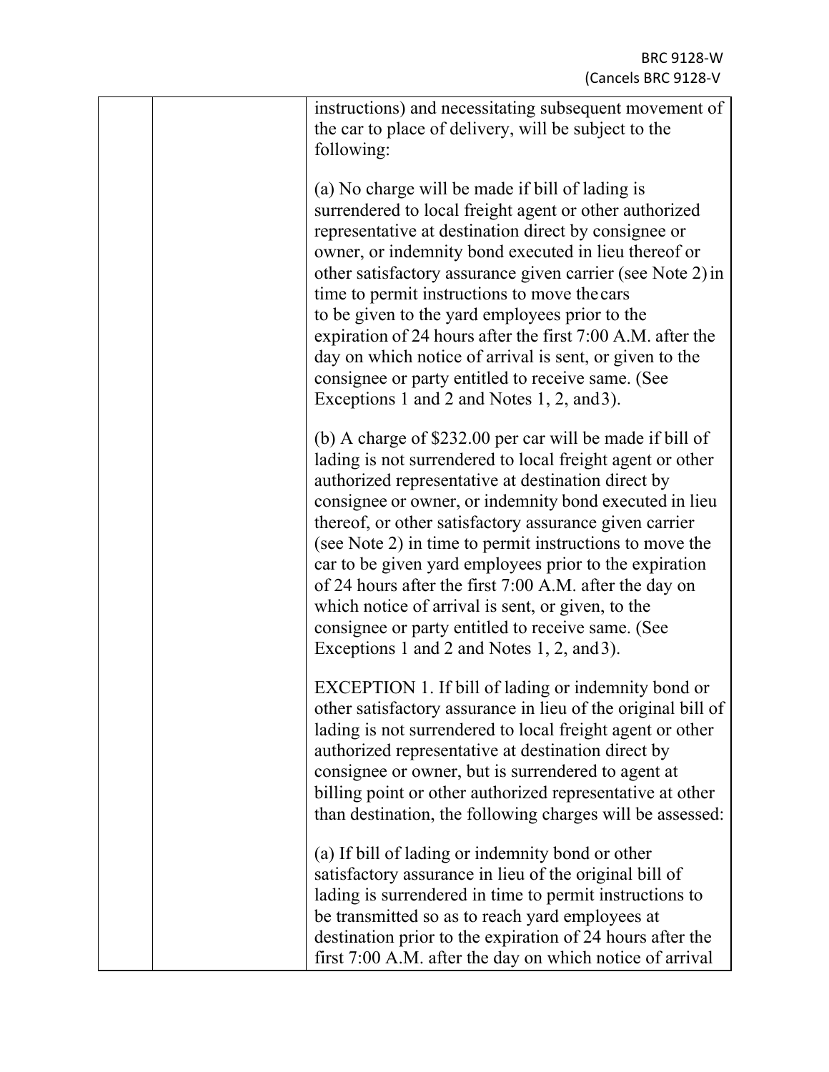| | | |
|---|---|---|
| | | instructions) and necessitating subsequent movement of the car to place of delivery, will be subject to the following:<br><br>(a) No charge will be made if bill of lading is surrendered to local freight agent or other authorized representative at destination direct by consignee or owner, or indemnity bond executed in lieu thereof or other satisfactory assurance given carrier (see Note 2) in time to permit instructions to move the cars to be given to the yard employees prior to the expiration of 24 hours after the first 7:00 A.M. after the day on which notice of arrival is sent, or given to the consignee or party entitled to receive same. (See Exceptions 1 and 2 and Notes 1, 2, and 3).<br><br>(b) A charge of $232.00 per car will be made if bill of lading is not surrendered to local freight agent or other authorized representative at destination direct by consignee or owner, or indemnity bond executed in lieu thereof, or other satisfactory assurance given carrier (see Note 2) in time to permit instructions to move the car to be given yard employees prior to the expiration of 24 hours after the first 7:00 A.M. after the day on which notice of arrival is sent, or given, to the consignee or party entitled to receive same. (See Exceptions 1 and 2 and Notes 1, 2, and 3).<br><br>EXCEPTION 1. If bill of lading or indemnity bond or other satisfactory assurance in lieu of the original bill of lading is not surrendered to local freight agent or other authorized representative at destination direct by consignee or owner, but is surrendered to agent at billing point or other authorized representative at other than destination, the following charges will be assessed:<br><br>(a) If bill of lading or indemnity bond or other satisfactory assurance in lieu of the original bill of lading is surrendered in time to permit instructions to be transmitted so as to reach yard employees at destination prior to the expiration of 24 hours after the first 7:00 A.M. after the day on which notice of arrival |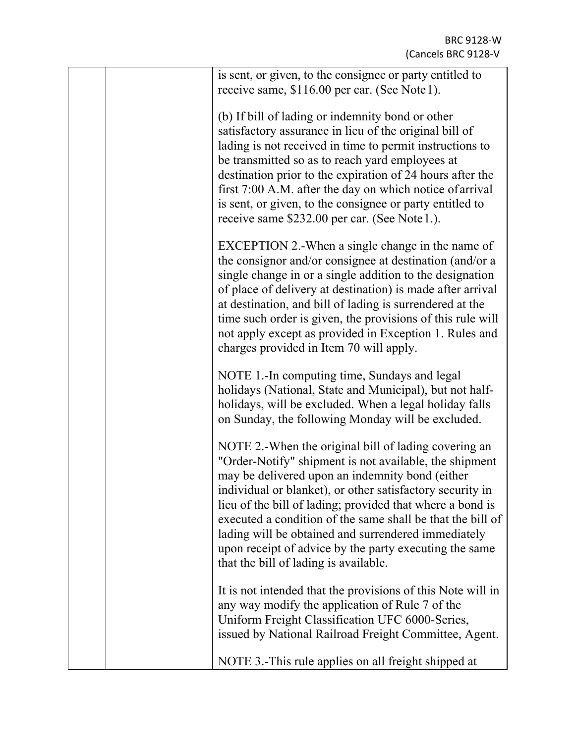is sent, or given, to the consignee or party entitled to receive same, $116.00 per car. (See Note 1).

(b) If bill of lading or indemnity bond or other satisfactory assurance in lieu of the original bill of lading is not received in time to permit instructions to be transmitted so as to reach yard employees at destination prior to the expiration of 24 hours after the first 7:00 A.M. after the day on which notice of arrival is sent, or given, to the consignee or party entitled to receive same $232.00 per car. (See Note 1.).

EXCEPTION 2.-When a single change in the name of the consignor and/or consignee at destination (and/or a single change in or a single addition to the designation of place of delivery at destination) is made after arrival at destination, and bill of lading is surrendered at the time such order is given, the provisions of this rule will not apply except as provided in Exception 1. Rules and charges provided in Item 70 will apply.

NOTE 1.-In computing time, Sundays and legal holidays (National, State and Municipal), but not half-holidays, will be excluded. When a legal holiday falls on Sunday, the following Monday will be excluded.

NOTE 2.-When the original bill of lading covering an "Order-Notify" shipment is not available, the shipment may be delivered upon an indemnity bond (either individual or blanket), or other satisfactory security in lieu of the bill of lading; provided that where a bond is executed a condition of the same shall be that the bill of lading will be obtained and surrendered immediately upon receipt of advice by the party executing the same that the bill of lading is available.

It is not intended that the provisions of this Note will in any way modify the application of Rule 7 of the Uniform Freight Classification UFC 6000-Series, issued by National Railroad Freight Committee, Agent.

NOTE 3.-This rule applies on all freight shipped at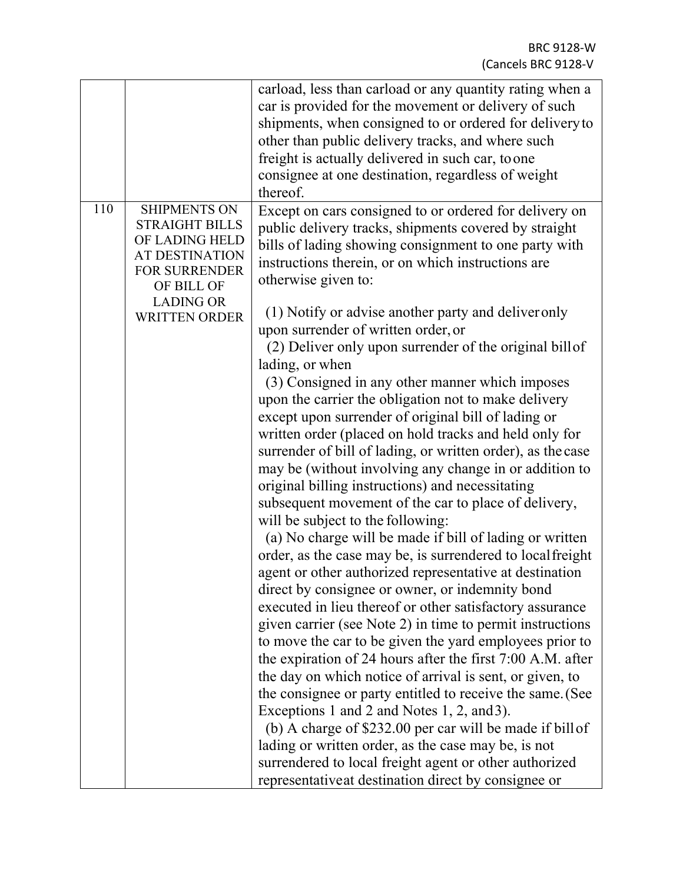| | | |
|---|---|---|
| | | carload, less than carload or any quantity rating when a car is provided for the movement or delivery of such shipments, when consigned to or ordered for delivery to other than public delivery tracks, and where such freight is actually delivered in such car, to one consignee at one destination, regardless of weight thereof. |
| 110 | SHIPMENTS ON STRAIGHT BILLS OF LADING HELD AT DESTINATION FOR SURRENDER OF BILL OF LADING OR WRITTEN ORDER | Except on cars consigned to or ordered for delivery on public delivery tracks, shipments covered by straight bills of lading showing consignment to one party with instructions therein, or on which instructions are otherwise given to:<br><br>(1) Notify or advise another party and deliver only upon surrender of written order, or<br>(2) Deliver only upon surrender of the original bill of lading, or when<br>(3) Consigned in any other manner which imposes upon the carrier the obligation not to make delivery except upon surrender of original bill of lading or written order (placed on hold tracks and held only for surrender of bill of lading, or written order), as the case may be (without involving any change in or addition to original billing instructions) and necessitating subsequent movement of the car to place of delivery, will be subject to the following:<br>(a) No charge will be made if bill of lading or written order, as the case may be, is surrendered to local freight agent or other authorized representative at destination direct by consignee or owner, or indemnity bond executed in lieu thereof or other satisfactory assurance given carrier (see Note 2) in time to permit instructions to move the car to be given the yard employees prior to the expiration of 24 hours after the first 7:00 A.M. after the day on which notice of arrival is sent, or given, to the consignee or party entitled to receive the same. (See Exceptions 1 and 2 and Notes 1, 2, and 3).<br>(b) A charge of $232.00 per car will be made if bill of lading or written order, as the case may be, is not surrendered to local freight agent or other authorized representative at destination direct by consignee or |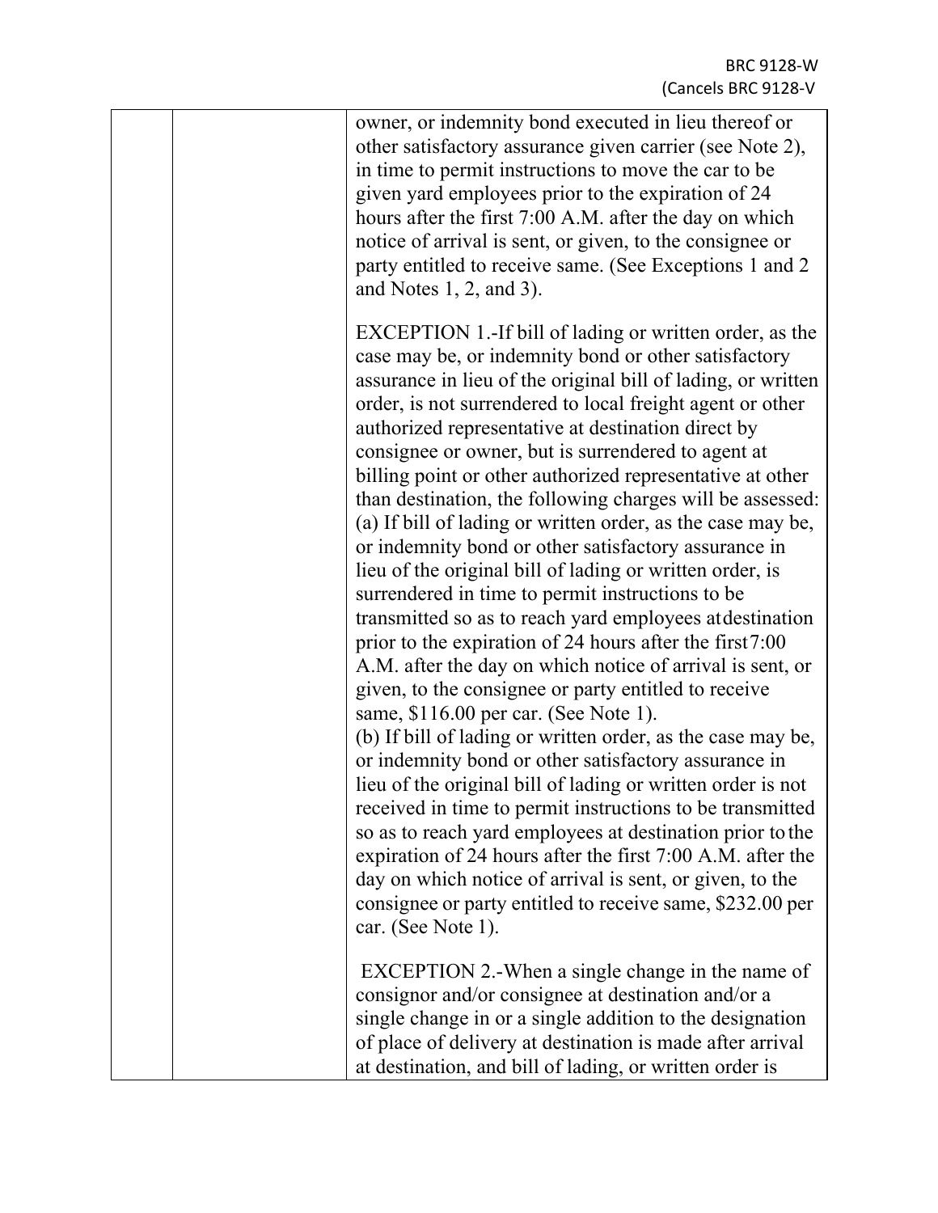owner, or indemnity bond executed in lieu thereof or other satisfactory assurance given carrier (see Note 2), in time to permit instructions to move the car to be given yard employees prior to the expiration of 24 hours after the first 7:00 A.M. after the day on which notice of arrival is sent, or given, to the consignee or party entitled to receive same. (See Exceptions 1 and 2 and Notes 1, 2, and 3).

EXCEPTION 1.-If bill of lading or written order, as the case may be, or indemnity bond or other satisfactory assurance in lieu of the original bill of lading, or written order, is not surrendered to local freight agent or other authorized representative at destination direct by consignee or owner, but is surrendered to agent at billing point or other authorized representative at other than destination, the following charges will be assessed:
(a) If bill of lading or written order, as the case may be, or indemnity bond or other satisfactory assurance in lieu of the original bill of lading or written order, is surrendered in time to permit instructions to be transmitted so as to reach yard employees at destination prior to the expiration of 24 hours after the first 7:00 A.M. after the day on which notice of arrival is sent, or given, to the consignee or party entitled to receive same, $116.00 per car. (See Note 1).
(b) If bill of lading or written order, as the case may be, or indemnity bond or other satisfactory assurance in lieu of the original bill of lading or written order is not received in time to permit instructions to be transmitted so as to reach yard employees at destination prior to the expiration of 24 hours after the first 7:00 A.M. after the day on which notice of arrival is sent, or given, to the consignee or party entitled to receive same, $232.00 per car. (See Note 1).

EXCEPTION 2.-When a single change in the name of consignor and/or consignee at destination and/or a single change in or a single addition to the designation of place of delivery at destination is made after arrival at destination, and bill of lading, or written order is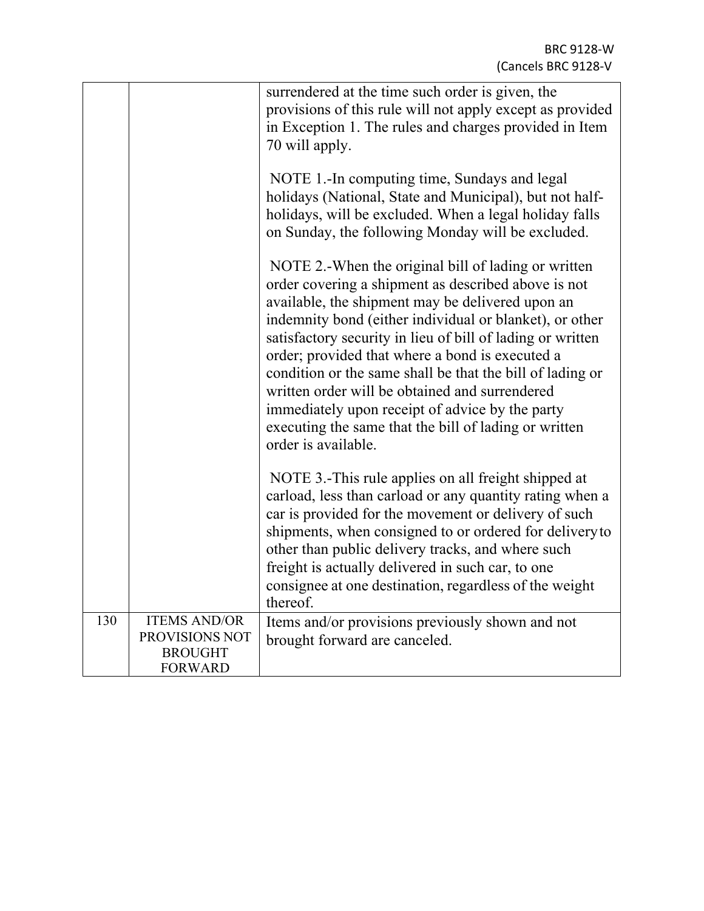| | | |
|---|---|---|
| | | surrendered at the time such order is given, the provisions of this rule will not apply except as provided in Exception 1. The rules and charges provided in Item 70 will apply.<br><br>NOTE 1.-In computing time, Sundays and legal holidays (National, State and Municipal), but not half-holidays, will be excluded. When a legal holiday falls on Sunday, the following Monday will be excluded.<br><br>NOTE 2.-When the original bill of lading or written order covering a shipment as described above is not available, the shipment may be delivered upon an indemnity bond (either individual or blanket), or other satisfactory security in lieu of bill of lading or written order; provided that where a bond is executed a condition or the same shall be that the bill of lading or written order will be obtained and surrendered immediately upon receipt of advice by the party executing the same that the bill of lading or written order is available.<br><br>NOTE 3.-This rule applies on all freight shipped at carload, less than carload or any quantity rating when a car is provided for the movement or delivery of such shipments, when consigned to or ordered for delivery to other than public delivery tracks, and where such freight is actually delivered in such car, to one consignee at one destination, regardless of the weight thereof. |
| 130 | ITEMS AND/OR PROVISIONS NOT BROUGHT FORWARD | Items and/or provisions previously shown and not brought forward are canceled. |